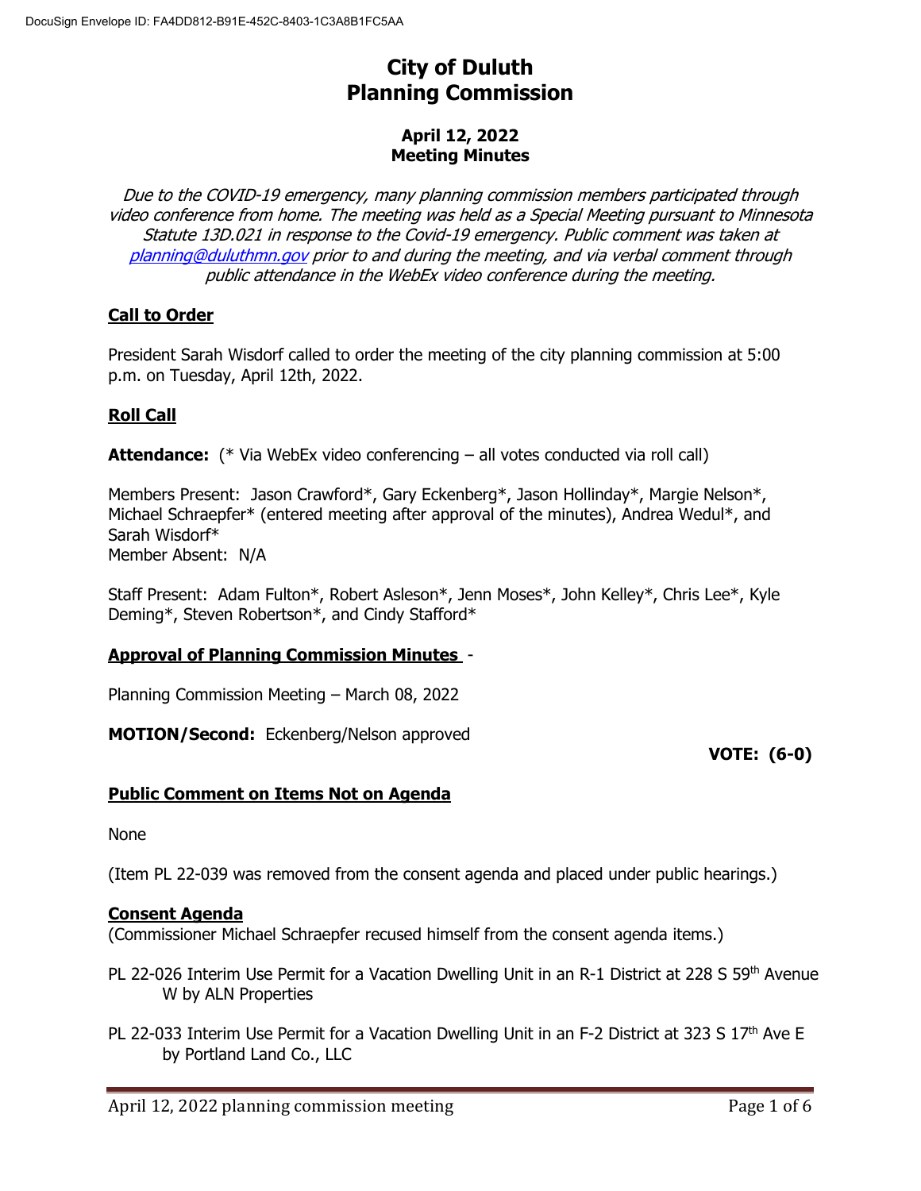DocuSign Envelope ID: FA4DD812-B91E-452C-8403-1C3A8B1FC5AA

# City of Duluth
# Planning Commission

### April 12, 2022
### Meeting Minutes

*Due to the COVID-19 emergency, many planning commission members participated through video conference from home. The meeting was held as a Special Meeting pursuant to Minnesota Statute 13D.021 in response to the Covid-19 emergency. Public comment was taken at [planning@duluthmn.gov](mailto:planning@duluthmn.gov) prior to and during the meeting, and via verbal comment through public attendance in the WebEx video conference during the meeting.*

## Call to Order

President Sarah Wisdorf called to order the meeting of the city planning commission at 5:00 p.m. on Tuesday, April 12th, 2022.

## Roll Call

**Attendance:** (* Via WebEx video conferencing – all votes conducted via roll call)

Members Present: Jason Crawford*, Gary Eckenberg*, Jason Hollinday*, Margie Nelson*, Michael Schraepfer* (entered meeting after approval of the minutes), Andrea Wedul*, and Sarah Wisdorf*
Member Absent: N/A

Staff Present: Adam Fulton*, Robert Asleson*, Jenn Moses*, John Kelley*, Chris Lee*, Kyle Deming*, Steven Robertson*, and Cindy Stafford*

## Approval of Planning Commission Minutes -

Planning Commission Meeting – March 08, 2022

**MOTION/Second:** Eckenberg/Nelson approved

**VOTE: (6-0)**

## Public Comment on Items Not on Agenda

None

(Item PL 22-039 was removed from the consent agenda and placed under public hearings.)

## Consent Agenda

(Commissioner Michael Schraepfer recused himself from the consent agenda items.)

PL 22-026 Interim Use Permit for a Vacation Dwelling Unit in an R-1 District at 228 S 59th Avenue W by ALN Properties

PL 22-033 Interim Use Permit for a Vacation Dwelling Unit in an F-2 District at 323 S 17th Ave E by Portland Land Co., LLC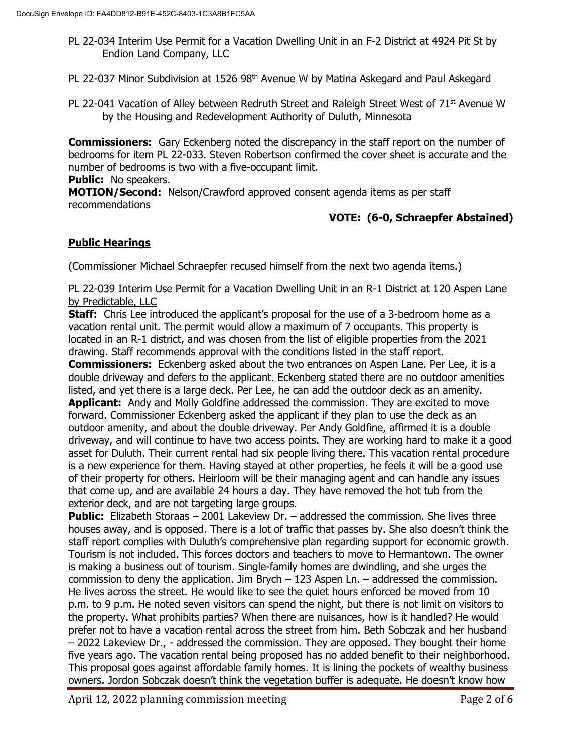PL 22-034 Interim Use Permit for a Vacation Dwelling Unit in an F-2 District at 4924 Pit St by Endion Land Company, LLC

PL 22-037 Minor Subdivision at 1526 98th Avenue W by Matina Askegard and Paul Askegard

PL 22-041 Vacation of Alley between Redruth Street and Raleigh Street West of 71st Avenue W by the Housing and Redevelopment Authority of Duluth, Minnesota

**Commissioners:** Gary Eckenberg noted the discrepancy in the staff report on the number of bedrooms for item PL 22-033. Steven Robertson confirmed the cover sheet is accurate and the number of bedrooms is two with a five-occupant limit.
**Public:** No speakers.
**MOTION/Second:** Nelson/Crawford approved consent agenda items as per staff recommendations

**VOTE: (6-0, Schraepfer Abstained)**

## Public Hearings

(Commissioner Michael Schraepfer recused himself from the next two agenda items.)

PL 22-039 Interim Use Permit for a Vacation Dwelling Unit in an R-1 District at 120 Aspen Lane by Predictable, LLC

**Staff:** Chris Lee introduced the applicant's proposal for the use of a 3-bedroom home as a vacation rental unit. The permit would allow a maximum of 7 occupants. This property is located in an R-1 district, and was chosen from the list of eligible properties from the 2021 drawing. Staff recommends approval with the conditions listed in the staff report.
**Commissioners:** Eckenberg asked about the two entrances on Aspen Lane. Per Lee, it is a double driveway and defers to the applicant. Eckenberg stated there are no outdoor amenities listed, and yet there is a large deck. Per Lee, he can add the outdoor deck as an amenity.
**Applicant:** Andy and Molly Goldfine addressed the commission. They are excited to move forward. Commissioner Eckenberg asked the applicant if they plan to use the deck as an outdoor amenity, and about the double driveway. Per Andy Goldfine, affirmed it is a double driveway, and will continue to have two access points. They are working hard to make it a good asset for Duluth. Their current rental had six people living there. This vacation rental procedure is a new experience for them. Having stayed at other properties, he feels it will be a good use of their property for others. Heirloom will be their managing agent and can handle any issues that come up, and are available 24 hours a day. They have removed the hot tub from the exterior deck, and are not targeting large groups.
**Public:** Elizabeth Storaas – 2001 Lakeview Dr. – addressed the commission. She lives three houses away, and is opposed. There is a lot of traffic that passes by. She also doesn't think the staff report complies with Duluth's comprehensive plan regarding support for economic growth. Tourism is not included. This forces doctors and teachers to move to Hermantown. The owner is making a business out of tourism. Single-family homes are dwindling, and she urges the commission to deny the application. Jim Brych – 123 Aspen Ln. – addressed the commission. He lives across the street. He would like to see the quiet hours enforced be moved from 10 p.m. to 9 p.m. He noted seven visitors can spend the night, but there is not limit on visitors to the property. What prohibits parties? When there are nuisances, how is it handled? He would prefer not to have a vacation rental across the street from him. Beth Sobczak and her husband – 2022 Lakeview Dr., - addressed the commission. They are opposed. They bought their home five years ago. The vacation rental being proposed has no added benefit to their neighborhood. This proposal goes against affordable family homes. It is lining the pockets of wealthy business owners. Jordon Sobczak doesn't think the vegetation buffer is adequate. He doesn't know how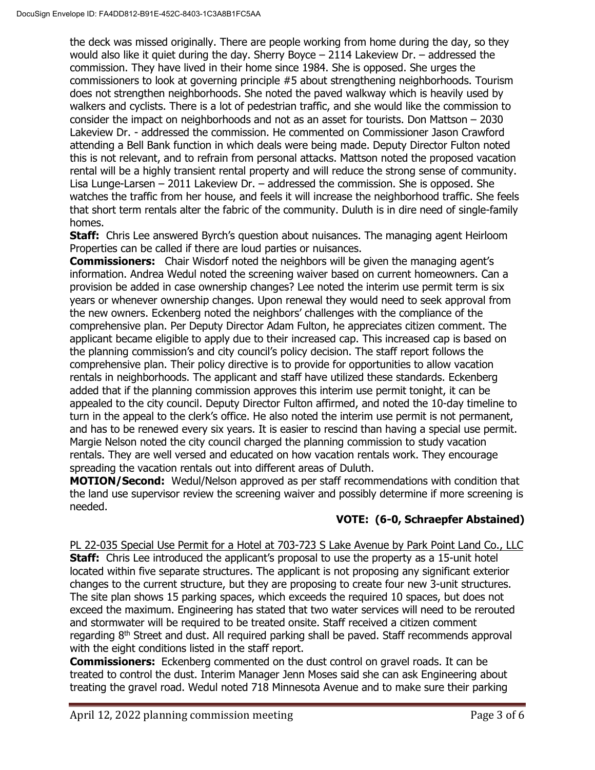the deck was missed originally. There are people working from home during the day, so they would also like it quiet during the day. Sherry Boyce – 2114 Lakeview Dr. – addressed the commission. They have lived in their home since 1984. She is opposed. She urges the commissioners to look at governing principle #5 about strengthening neighborhoods. Tourism does not strengthen neighborhoods. She noted the paved walkway which is heavily used by walkers and cyclists. There is a lot of pedestrian traffic, and she would like the commission to consider the impact on neighborhoods and not as an asset for tourists. Don Mattson – 2030 Lakeview Dr. - addressed the commission. He commented on Commissioner Jason Crawford attending a Bell Bank function in which deals were being made. Deputy Director Fulton noted this is not relevant, and to refrain from personal attacks. Mattson noted the proposed vacation rental will be a highly transient rental property and will reduce the strong sense of community. Lisa Lunge-Larsen – 2011 Lakeview Dr. – addressed the commission. She is opposed. She watches the traffic from her house, and feels it will increase the neighborhood traffic. She feels that short term rentals alter the fabric of the community. Duluth is in dire need of single-family homes.

**Staff:** Chris Lee answered Byrch's question about nuisances. The managing agent Heirloom Properties can be called if there are loud parties or nuisances.

**Commissioners:** Chair Wisdorf noted the neighbors will be given the managing agent's information. Andrea Wedul noted the screening waiver based on current homeowners. Can a provision be added in case ownership changes? Lee noted the interim use permit term is six years or whenever ownership changes. Upon renewal they would need to seek approval from the new owners. Eckenberg noted the neighbors' challenges with the compliance of the comprehensive plan. Per Deputy Director Adam Fulton, he appreciates citizen comment. The applicant became eligible to apply due to their increased cap. This increased cap is based on the planning commission's and city council's policy decision. The staff report follows the comprehensive plan. Their policy directive is to provide for opportunities to allow vacation rentals in neighborhoods. The applicant and staff have utilized these standards. Eckenberg added that if the planning commission approves this interim use permit tonight, it can be appealed to the city council. Deputy Director Fulton affirmed, and noted the 10-day timeline to turn in the appeal to the clerk's office. He also noted the interim use permit is not permanent, and has to be renewed every six years. It is easier to rescind than having a special use permit. Margie Nelson noted the city council charged the planning commission to study vacation rentals. They are well versed and educated on how vacation rentals work. They encourage spreading the vacation rentals out into different areas of Duluth.

**MOTION/Second:** Wedul/Nelson approved as per staff recommendations with condition that the land use supervisor review the screening waiver and possibly determine if more screening is needed.

**VOTE: (6-0, Schraepfer Abstained)**

PL 22-035 Special Use Permit for a Hotel at 703-723 S Lake Avenue by Park Point Land Co., LLC

**Staff:** Chris Lee introduced the applicant's proposal to use the property as a 15-unit hotel located within five separate structures. The applicant is not proposing any significant exterior changes to the current structure, but they are proposing to create four new 3-unit structures. The site plan shows 15 parking spaces, which exceeds the required 10 spaces, but does not exceed the maximum. Engineering has stated that two water services will need to be rerouted and stormwater will be required to be treated onsite. Staff received a citizen comment regarding 8th Street and dust. All required parking shall be paved. Staff recommends approval with the eight conditions listed in the staff report.

**Commissioners:** Eckenberg commented on the dust control on gravel roads. It can be treated to control the dust. Interim Manager Jenn Moses said she can ask Engineering about treating the gravel road. Wedul noted 718 Minnesota Avenue and to make sure their parking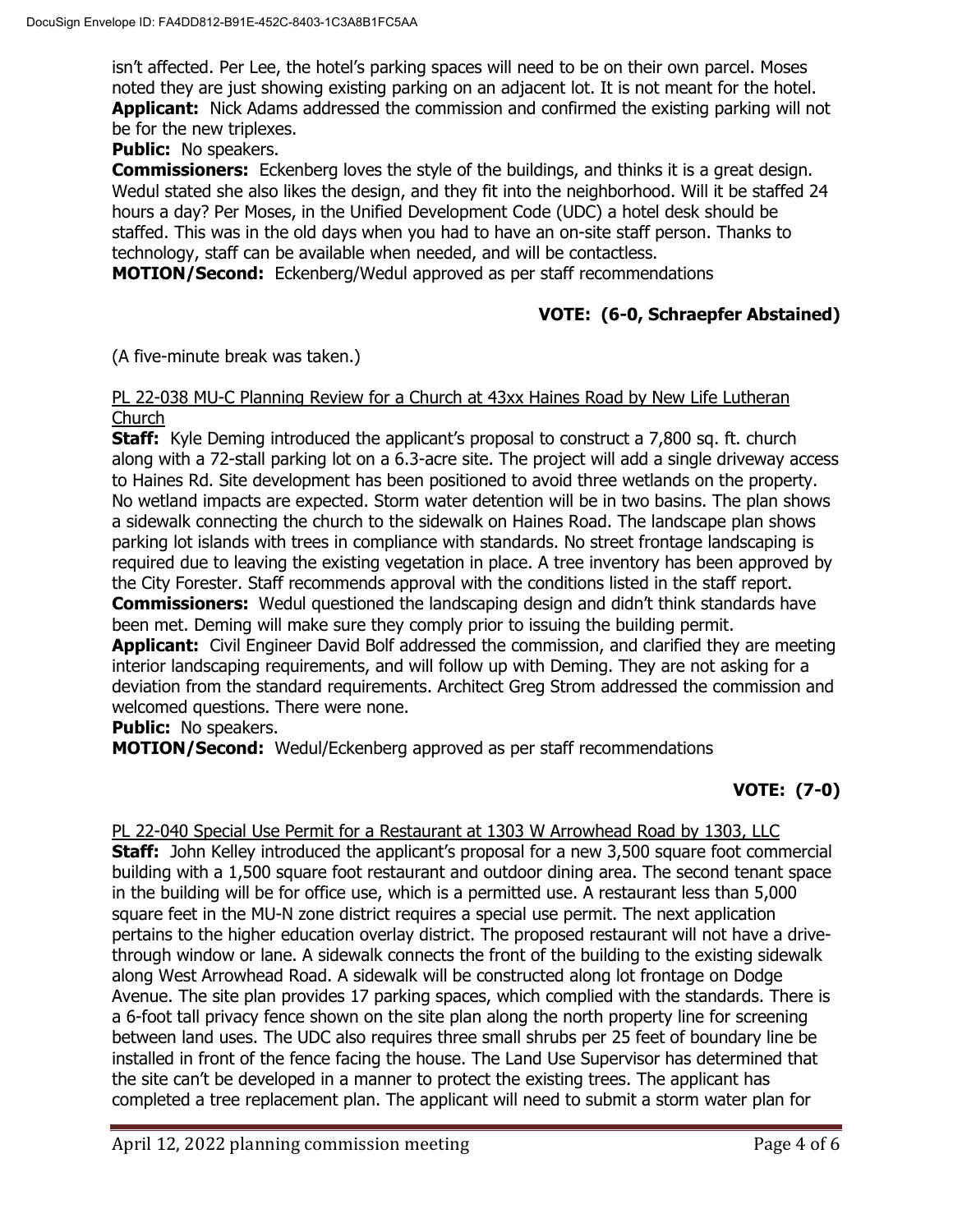isn't affected. Per Lee, the hotel's parking spaces will need to be on their own parcel. Moses noted they are just showing existing parking on an adjacent lot. It is not meant for the hotel.
**Applicant:** Nick Adams addressed the commission and confirmed the existing parking will not be for the new triplexes.
**Public:** No speakers.
**Commissioners:** Eckenberg loves the style of the buildings, and thinks it is a great design. Wedul stated she also likes the design, and they fit into the neighborhood. Will it be staffed 24 hours a day? Per Moses, in the Unified Development Code (UDC) a hotel desk should be staffed. This was in the old days when you had to have an on-site staff person. Thanks to technology, staff can be available when needed, and will be contactless.
**MOTION/Second:** Eckenberg/Wedul approved as per staff recommendations

**VOTE: (6-0, Schraepfer Abstained)**

(A five-minute break was taken.)

PL 22-038 MU-C Planning Review for a Church at 43xx Haines Road by New Life Lutheran Church

**Staff:** Kyle Deming introduced the applicant's proposal to construct a 7,800 sq. ft. church along with a 72-stall parking lot on a 6.3-acre site. The project will add a single driveway access to Haines Rd. Site development has been positioned to avoid three wetlands on the property. No wetland impacts are expected. Storm water detention will be in two basins. The plan shows a sidewalk connecting the church to the sidewalk on Haines Road. The landscape plan shows parking lot islands with trees in compliance with standards. No street frontage landscaping is required due to leaving the existing vegetation in place. A tree inventory has been approved by the City Forester. Staff recommends approval with the conditions listed in the staff report.
**Commissioners:** Wedul questioned the landscaping design and didn't think standards have been met. Deming will make sure they comply prior to issuing the building permit.
**Applicant:** Civil Engineer David Bolf addressed the commission, and clarified they are meeting interior landscaping requirements, and will follow up with Deming. They are not asking for a deviation from the standard requirements. Architect Greg Strom addressed the commission and welcomed questions. There were none.
**Public:** No speakers.
**MOTION/Second:** Wedul/Eckenberg approved as per staff recommendations

**VOTE: (7-0)**

PL 22-040 Special Use Permit for a Restaurant at 1303 W Arrowhead Road by 1303, LLC

**Staff:** John Kelley introduced the applicant's proposal for a new 3,500 square foot commercial building with a 1,500 square foot restaurant and outdoor dining area. The second tenant space in the building will be for office use, which is a permitted use. A restaurant less than 5,000 square feet in the MU-N zone district requires a special use permit. The next application pertains to the higher education overlay district. The proposed restaurant will not have a drive-through window or lane. A sidewalk connects the front of the building to the existing sidewalk along West Arrowhead Road. A sidewalk will be constructed along lot frontage on Dodge Avenue. The site plan provides 17 parking spaces, which complied with the standards. There is a 6-foot tall privacy fence shown on the site plan along the north property line for screening between land uses. The UDC also requires three small shrubs per 25 feet of boundary line be installed in front of the fence facing the house. The Land Use Supervisor has determined that the site can't be developed in a manner to protect the existing trees. The applicant has completed a tree replacement plan. The applicant will need to submit a storm water plan for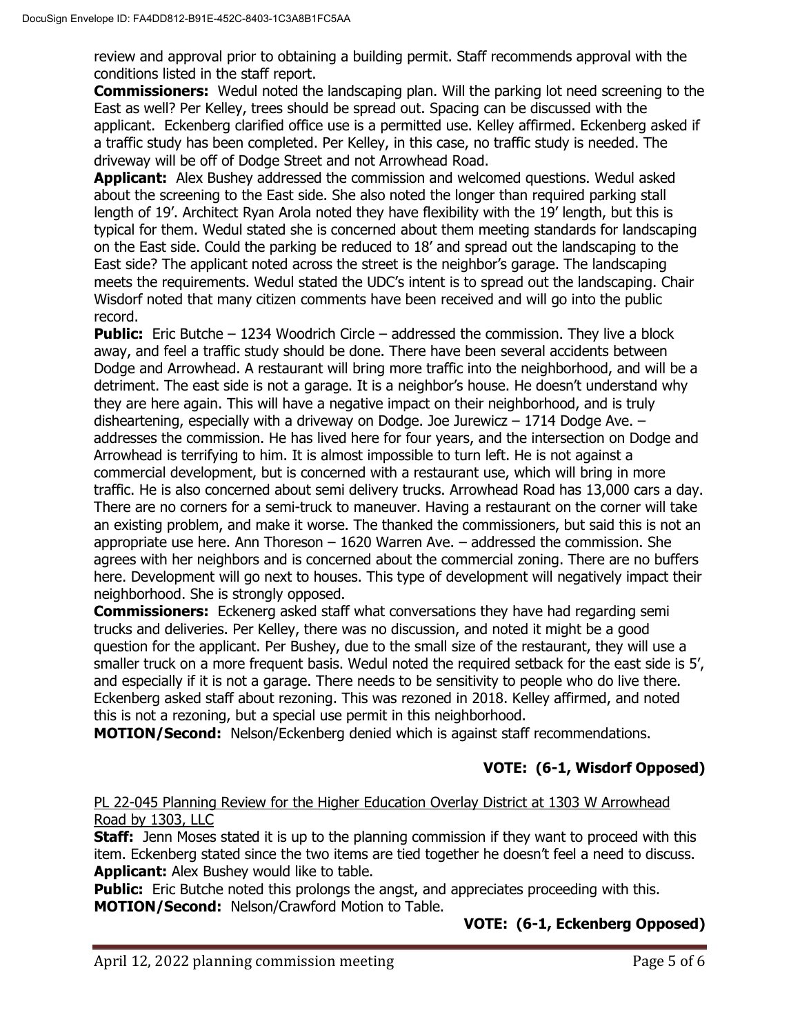review and approval prior to obtaining a building permit. Staff recommends approval with the conditions listed in the staff report.

**Commissioners:** Wedul noted the landscaping plan. Will the parking lot need screening to the East as well? Per Kelley, trees should be spread out. Spacing can be discussed with the applicant. Eckenberg clarified office use is a permitted use. Kelley affirmed. Eckenberg asked if a traffic study has been completed. Per Kelley, in this case, no traffic study is needed. The driveway will be off of Dodge Street and not Arrowhead Road.

**Applicant:** Alex Bushey addressed the commission and welcomed questions. Wedul asked about the screening to the East side. She also noted the longer than required parking stall length of 19'. Architect Ryan Arola noted they have flexibility with the 19' length, but this is typical for them. Wedul stated she is concerned about them meeting standards for landscaping on the East side. Could the parking be reduced to 18' and spread out the landscaping to the East side? The applicant noted across the street is the neighbor's garage. The landscaping meets the requirements. Wedul stated the UDC's intent is to spread out the landscaping. Chair Wisdorf noted that many citizen comments have been received and will go into the public record.

**Public:** Eric Butche – 1234 Woodrich Circle – addressed the commission. They live a block away, and feel a traffic study should be done. There have been several accidents between Dodge and Arrowhead. A restaurant will bring more traffic into the neighborhood, and will be a detriment. The east side is not a garage. It is a neighbor's house. He doesn't understand why they are here again. This will have a negative impact on their neighborhood, and is truly disheartening, especially with a driveway on Dodge. Joe Jurewicz – 1714 Dodge Ave. – addresses the commission. He has lived here for four years, and the intersection on Dodge and Arrowhead is terrifying to him. It is almost impossible to turn left. He is not against a commercial development, but is concerned with a restaurant use, which will bring in more traffic. He is also concerned about semi delivery trucks. Arrowhead Road has 13,000 cars a day. There are no corners for a semi-truck to maneuver. Having a restaurant on the corner will take an existing problem, and make it worse. The thanked the commissioners, but said this is not an appropriate use here. Ann Thoreson – 1620 Warren Ave. – addressed the commission. She agrees with her neighbors and is concerned about the commercial zoning. There are no buffers here. Development will go next to houses. This type of development will negatively impact their neighborhood. She is strongly opposed.

**Commissioners:** Eckenerg asked staff what conversations they have had regarding semi trucks and deliveries. Per Kelley, there was no discussion, and noted it might be a good question for the applicant. Per Bushey, due to the small size of the restaurant, they will use a smaller truck on a more frequent basis. Wedul noted the required setback for the east side is 5', and especially if it is not a garage. There needs to be sensitivity to people who do live there. Eckenberg asked staff about rezoning. This was rezoned in 2018. Kelley affirmed, and noted this is not a rezoning, but a special use permit in this neighborhood.

**MOTION/Second:** Nelson/Eckenberg denied which is against staff recommendations.

**VOTE: (6-1, Wisdorf Opposed)**

PL 22-045 Planning Review for the Higher Education Overlay District at 1303 W Arrowhead Road by 1303, LLC

**Staff:** Jenn Moses stated it is up to the planning commission if they want to proceed with this item. Eckenberg stated since the two items are tied together he doesn't feel a need to discuss.

**Applicant:** Alex Bushey would like to table.

**Public:** Eric Butche noted this prolongs the angst, and appreciates proceeding with this.

**MOTION/Second:** Nelson/Crawford Motion to Table.

**VOTE: (6-1, Eckenberg Opposed)**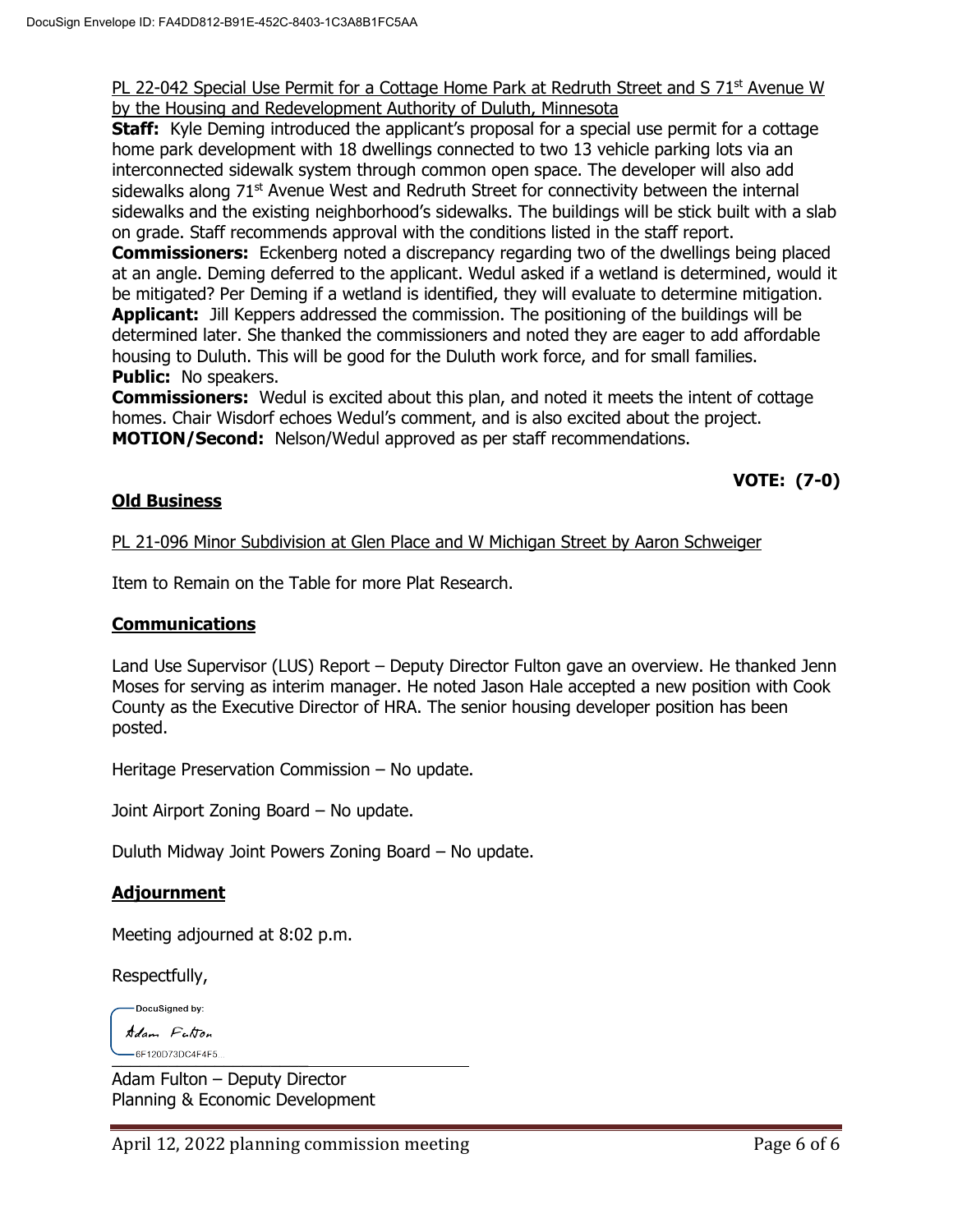PL 22-042 Special Use Permit for a Cottage Home Park at Redruth Street and S 71st Avenue W by the Housing and Redevelopment Authority of Duluth, Minnesota

**Staff:** Kyle Deming introduced the applicant's proposal for a special use permit for a cottage home park development with 18 dwellings connected to two 13 vehicle parking lots via an interconnected sidewalk system through common open space. The developer will also add sidewalks along 71st Avenue West and Redruth Street for connectivity between the internal sidewalks and the existing neighborhood's sidewalks. The buildings will be stick built with a slab on grade. Staff recommends approval with the conditions listed in the staff report.
**Commissioners:** Eckenberg noted a discrepancy regarding two of the dwellings being placed at an angle. Deming deferred to the applicant. Wedul asked if a wetland is determined, would it be mitigated? Per Deming if a wetland is identified, they will evaluate to determine mitigation.
**Applicant:** Jill Keppers addressed the commission. The positioning of the buildings will be determined later. She thanked the commissioners and noted they are eager to add affordable housing to Duluth. This will be good for the Duluth work force, and for small families.
**Public:** No speakers.
**Commissioners:** Wedul is excited about this plan, and noted it meets the intent of cottage homes. Chair Wisdorf echoes Wedul's comment, and is also excited about the project.
**MOTION/Second:** Nelson/Wedul approved as per staff recommendations.

**VOTE: (7-0)**

## Old Business

PL 21-096 Minor Subdivision at Glen Place and W Michigan Street by Aaron Schweiger

Item to Remain on the Table for more Plat Research.

## Communications

Land Use Supervisor (LUS) Report – Deputy Director Fulton gave an overview. He thanked Jenn Moses for serving as interim manager. He noted Jason Hale accepted a new position with Cook County as the Executive Director of HRA. The senior housing developer position has been posted.

Heritage Preservation Commission – No update.

Joint Airport Zoning Board – No update.

Duluth Midway Joint Powers Zoning Board – No update.

## Adjournment

Meeting adjourned at 8:02 p.m.

Respectfully,

DocuSigned by:
Adam Fulton
6F120D73DC4F4F5...

Adam Fulton – Deputy Director
Planning & Economic Development